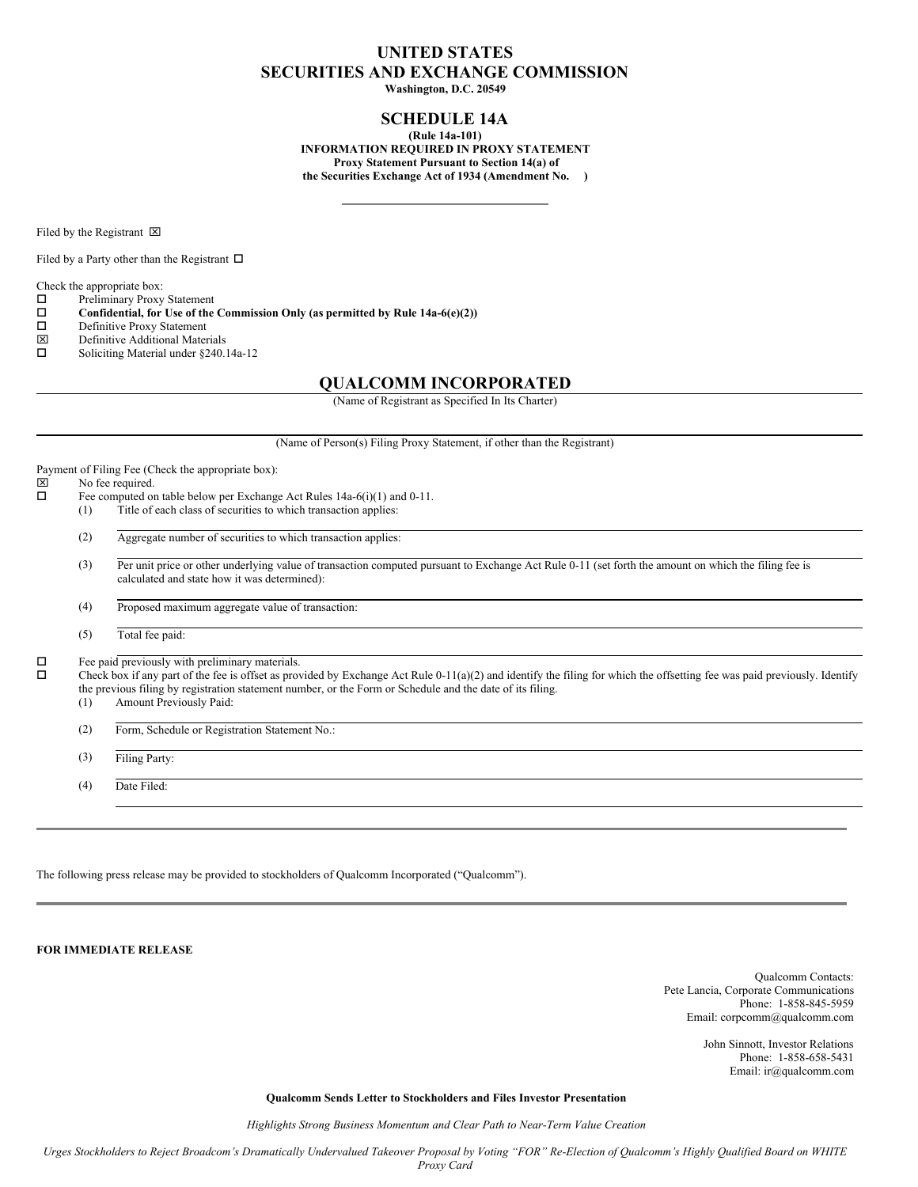# UNITED STATES SECURITIES AND EXCHANGE COMMISSION

**Washington, D.C. 20549**

## SCHEDULE 14A

**(Rule 14a-101)**
**INFORMATION REQUIRED IN PROXY STATEMENT**
**Proxy Statement Pursuant to Section 14(a) of the Securities Exchange Act of 1934 (Amendment No. )**

---

Filed by the Registrant ☒

Filed by a Party other than the Registrant ☐

Check the appropriate box:

☐ Preliminary Proxy Statement
☐ **Confidential, for Use of the Commission Only (as permitted by Rule 14a-6(e)(2))**
☐ Definitive Proxy Statement
☒ Definitive Additional Materials
☐ Soliciting Material under §240.14a-12

## QUALCOMM INCORPORATED

(Name of Registrant as Specified In Its Charter)

(Name of Person(s) Filing Proxy Statement, if other than the Registrant)

Payment of Filing Fee (Check the appropriate box):

☒ No fee required.
☐ Fee computed on table below per Exchange Act Rules 14a-6(i)(1) and 0-11.

(1) Title of each class of securities to which transaction applies:

(2) Aggregate number of securities to which transaction applies:

(3) Per unit price or other underlying value of transaction computed pursuant to Exchange Act Rule 0-11 (set forth the amount on which the filing fee is calculated and state how it was determined):

(4) Proposed maximum aggregate value of transaction:

(5) Total fee paid:

☐ Fee paid previously with preliminary materials.
☐ Check box if any part of the fee is offset as provided by Exchange Act Rule 0-11(a)(2) and identify the filing for which the offsetting fee was paid previously. Identify the previous filing by registration statement number, or the Form or Schedule and the date of its filing.

(1) Amount Previously Paid:

(2) Form, Schedule or Registration Statement No.:

(3) Filing Party:

(4) Date Filed:

---

The following press release may be provided to stockholders of Qualcomm Incorporated ("Qualcomm").

---

**FOR IMMEDIATE RELEASE**

Qualcomm Contacts:
Pete Lancia, Corporate Communications
Phone: 1-858-845-5959
Email: corpcomm@qualcomm.com

John Sinnott, Investor Relations
Phone: 1-858-658-5431
Email: ir@qualcomm.com

**Qualcomm Sends Letter to Stockholders and Files Investor Presentation**

*Highlights Strong Business Momentum and Clear Path to Near-Term Value Creation*

*Urges Stockholders to Reject Broadcom's Dramatically Undervalued Takeover Proposal by Voting "FOR" Re-Election of Qualcomm's Highly Qualified Board on WHITE Proxy Card*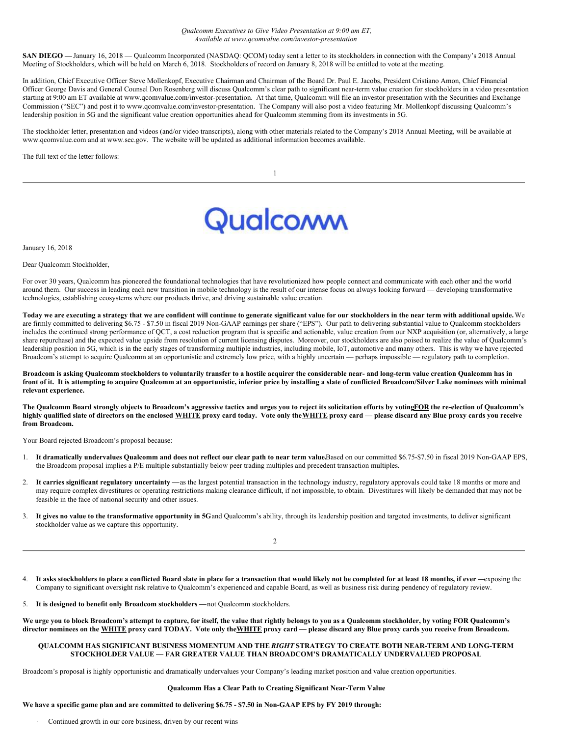*Qualcomm Executives to Give Video Presentation at 9:00 am ET,*
*Available at www.qcomvalue.com/investor-presentation*

**SAN DIEGO —** January 16, 2018 — Qualcomm Incorporated (NASDAQ: QCOM) today sent a letter to its stockholders in connection with the Company's 2018 Annual Meeting of Stockholders, which will be held on March 6, 2018. Stockholders of record on January 8, 2018 will be entitled to vote at the meeting.

In addition, Chief Executive Officer Steve Mollenkopf, Executive Chairman and Chairman of the Board Dr. Paul E. Jacobs, President Cristiano Amon, Chief Financial Officer George Davis and General Counsel Don Rosenberg will discuss Qualcomm's clear path to significant near-term value creation for stockholders in a video presentation starting at 9:00 am ET available at www.qcomvalue.com/investor-presentation. At that time, Qualcomm will file an investor presentation with the Securities and Exchange Commission ("SEC") and post it to www.qcomvalue.com/investor-presentation. The Company will also post a video featuring Mr. Mollenkopf discussing Qualcomm's leadership position in 5G and the significant value creation opportunities ahead for Qualcomm stemming from its investments in 5G.

The stockholder letter, presentation and videos (and/or video transcripts), along with other materials related to the Company's 2018 Annual Meeting, will be available at www.qcomvalue.com and at www.sec.gov. The website will be updated as additional information becomes available.

The full text of the letter follows:

---

Qualcomm

January 16, 2018

Dear Qualcomm Stockholder,

For over 30 years, Qualcomm has pioneered the foundational technologies that have revolutionized how people connect and communicate with each other and the world around them. Our success in leading each new transition in mobile technology is the result of our intense focus on always looking forward — developing transformative technologies, establishing ecosystems where our products thrive, and driving sustainable value creation.

**Today we are executing a strategy that we are confident will continue to generate significant value for our stockholders in the near term with additional upside.** We are firmly committed to delivering $6.75 - $7.50 in fiscal 2019 Non-GAAP earnings per share ("EPS"). Our path to delivering substantial value to Qualcomm stockholders includes the continued strong performance of QCT, a cost reduction program that is specific and actionable, value creation from our NXP acquisition (or, alternatively, a large share repurchase) and the expected value upside from resolution of current licensing disputes. Moreover, our stockholders are also poised to realize the value of Qualcomm's leadership position in 5G, which is in the early stages of transforming multiple industries, including mobile, IoT, automotive and many others. This is why we have rejected Broadcom's attempt to acquire Qualcomm at an opportunistic and extremely low price, with a highly uncertain — perhaps impossible — regulatory path to completion.

**Broadcom is asking Qualcomm stockholders to voluntarily transfer to a hostile acquirer the considerable near- and long-term value creation Qualcomm has in front of it. It is attempting to acquire Qualcomm at an opportunistic, inferior price by installing a slate of conflicted Broadcom/Silver Lake nominees with minimal relevant experience.**

**The Qualcomm Board strongly objects to Broadcom's aggressive tactics and urges you to reject its solicitation efforts by voting <u>FOR</u> the re-election of Qualcomm's highly qualified slate of directors on the enclosed <u>WHITE</u> proxy card today. Vote only the <u>WHITE</u> proxy card — please discard any Blue proxy cards you receive from Broadcom.**

Your Board rejected Broadcom's proposal because:

1. **It dramatically undervalues Qualcomm and does not reflect our clear path to near term value.** Based on our committed $6.75-$7.50 in fiscal 2019 Non-GAAP EPS, the Broadcom proposal implies a P/E multiple substantially below peer trading multiples and precedent transaction multiples.
2. **It carries significant regulatory uncertainty —** as the largest potential transaction in the technology industry, regulatory approvals could take 18 months or more and may require complex divestitures or operating restrictions making clearance difficult, if not impossible, to obtain. Divestitures will likely be demanded that may not be feasible in the face of national security and other issues.
3. **It gives no value to the transformative opportunity in 5G** and Qualcomm's ability, through its leadership position and targeted investments, to deliver significant stockholder value as we capture this opportunity.
4. **It asks stockholders to place a conflicted Board slate in place for a transaction that would likely not be completed for at least 18 months, if ever —** exposing the Company to significant oversight risk relative to Qualcomm's experienced and capable Board, as well as business risk during pendency of regulatory review.
5. **It is designed to benefit only Broadcom stockholders —** not Qualcomm stockholders.

**We urge you to block Broadcom's attempt to capture, for itself, the value that rightly belongs to you as a Qualcomm stockholder, by voting FOR Qualcomm's director nominees on the <u>WHITE</u> proxy card TODAY. Vote only the <u>WHITE</u> proxy card — please discard any Blue proxy cards you receive from Broadcom.**

**QUALCOMM HAS SIGNIFICANT BUSINESS MOMENTUM AND THE *RIGHT* STRATEGY TO CREATE BOTH NEAR-TERM AND LONG-TERM STOCKHOLDER VALUE — FAR GREATER VALUE THAN BROADCOM'S DRAMATICALLY UNDERVALUED PROPOSAL**

Broadcom's proposal is highly opportunistic and dramatically undervalues your Company's leading market position and value creation opportunities.

**Qualcomm Has a Clear Path to Creating Significant Near-Term Value**

**We have a specific game plan and are committed to delivering $6.75 - $7.50 in Non-GAAP EPS by FY 2019 through:**

- Continued growth in our core business, driven by our recent wins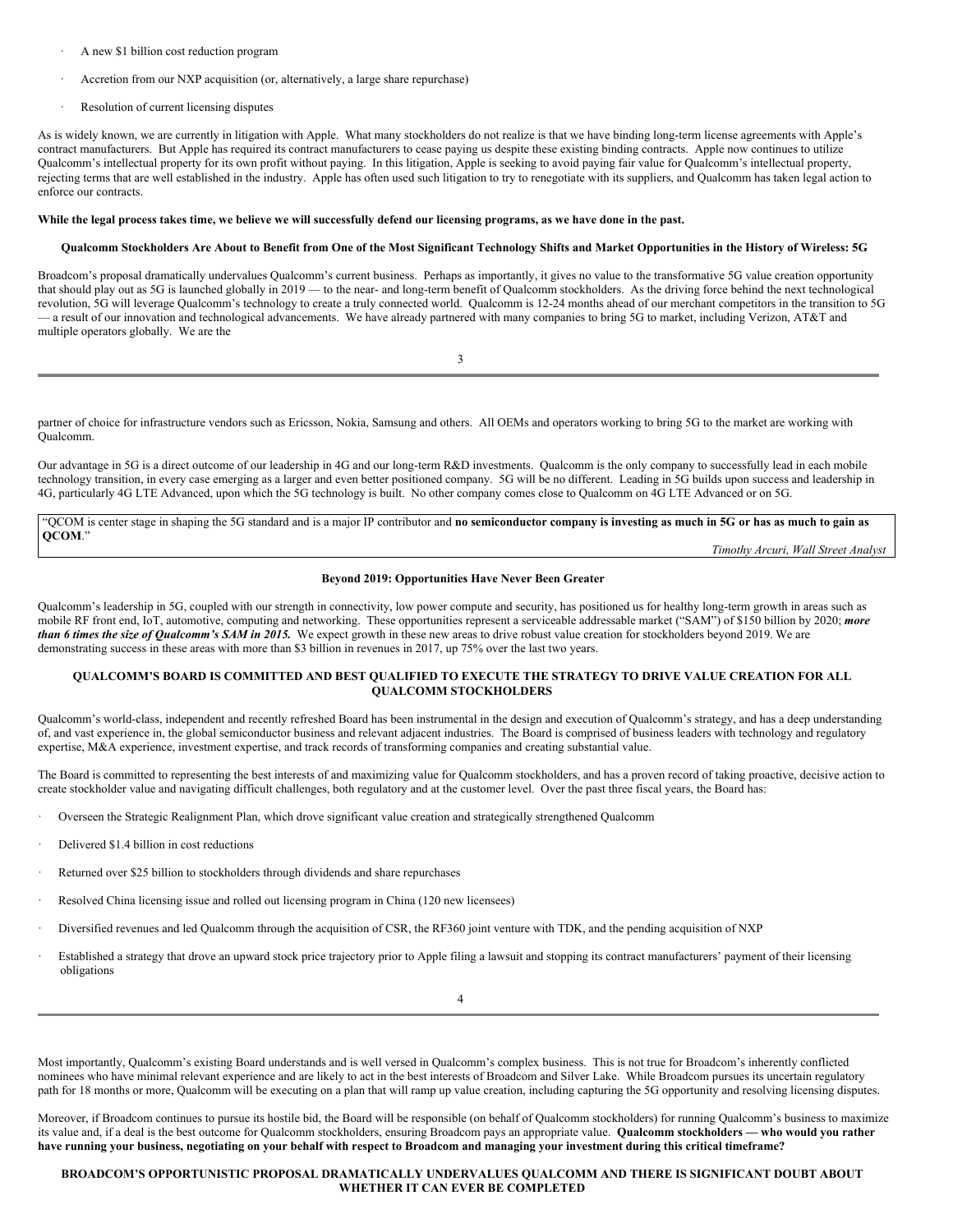- A new $1 billion cost reduction program
- Accretion from our NXP acquisition (or, alternatively, a large share repurchase)
- Resolution of current licensing disputes

As is widely known, we are currently in litigation with Apple. What many stockholders do not realize is that we have binding long-term license agreements with Apple's contract manufacturers. But Apple has required its contract manufacturers to cease paying us despite these existing binding contracts. Apple now continues to utilize Qualcomm's intellectual property for its own profit without paying. In this litigation, Apple is seeking to avoid paying fair value for Qualcomm's intellectual property, rejecting terms that are well established in the industry. Apple has often used such litigation to try to renegotiate with its suppliers, and Qualcomm has taken legal action to enforce our contracts.

**While the legal process takes time, we believe we will successfully defend our licensing programs, as we have done in the past.**

**Qualcomm Stockholders Are About to Benefit from One of the Most Significant Technology Shifts and Market Opportunities in the History of Wireless: 5G**

Broadcom's proposal dramatically undervalues Qualcomm's current business. Perhaps as importantly, it gives no value to the transformative 5G value creation opportunity that should play out as 5G is launched globally in 2019 — to the near- and long-term benefit of Qualcomm stockholders. As the driving force behind the next technological revolution, 5G will leverage Qualcomm's technology to create a truly connected world. Qualcomm is 12-24 months ahead of our merchant competitors in the transition to 5G — a result of our innovation and technological advancements. We have already partnered with many companies to bring 5G to market, including Verizon, AT&T and multiple operators globally. We are the partner of choice for infrastructure vendors such as Ericsson, Nokia, Samsung and others. All OEMs and operators working to bring 5G to the market are working with Qualcomm.

Our advantage in 5G is a direct outcome of our leadership in 4G and our long-term R&D investments. Qualcomm is the only company to successfully lead in each mobile technology transition, in every case emerging as a larger and even better positioned company. 5G will be no different. Leading in 5G builds upon success and leadership in 4G, particularly 4G LTE Advanced, upon which the 5G technology is built. No other company comes close to Qualcomm on 4G LTE Advanced or on 5G.

> "QCOM is center stage in shaping the 5G standard and is a major IP contributor and **no semiconductor company is investing as much in 5G or has as much to gain as QCOM**."
>
> *Timothy Arcuri, Wall Street Analyst*

**Beyond 2019: Opportunities Have Never Been Greater**

Qualcomm's leadership in 5G, coupled with our strength in connectivity, low power compute and security, has positioned us for healthy long-term growth in areas such as mobile RF front end, IoT, automotive, computing and networking. These opportunities represent a serviceable addressable market ("SAM") of $150 billion by 2020; ***more than 6 times the size of Qualcomm's SAM in 2015.*** We expect growth in these new areas to drive robust value creation for stockholders beyond 2019. We are demonstrating success in these areas with more than $3 billion in revenues in 2017, up 75% over the last two years.

**QUALCOMM'S BOARD IS COMMITTED AND BEST QUALIFIED TO EXECUTE THE STRATEGY TO DRIVE VALUE CREATION FOR ALL QUALCOMM STOCKHOLDERS**

Qualcomm's world-class, independent and recently refreshed Board has been instrumental in the design and execution of Qualcomm's strategy, and has a deep understanding of, and vast experience in, the global semiconductor business and relevant adjacent industries. The Board is comprised of business leaders with technology and regulatory expertise, M&A experience, investment expertise, and track records of transforming companies and creating substantial value.

The Board is committed to representing the best interests of and maximizing value for Qualcomm stockholders, and has a proven record of taking proactive, decisive action to create stockholder value and navigating difficult challenges, both regulatory and at the customer level. Over the past three fiscal years, the Board has:

- Overseen the Strategic Realignment Plan, which drove significant value creation and strategically strengthened Qualcomm
- Delivered $1.4 billion in cost reductions
- Returned over $25 billion to stockholders through dividends and share repurchases
- Resolved China licensing issue and rolled out licensing program in China (120 new licensees)
- Diversified revenues and led Qualcomm through the acquisition of CSR, the RF360 joint venture with TDK, and the pending acquisition of NXP
- Established a strategy that drove an upward stock price trajectory prior to Apple filing a lawsuit and stopping its contract manufacturers' payment of their licensing obligations

Most importantly, Qualcomm's existing Board understands and is well versed in Qualcomm's complex business. This is not true for Broadcom's inherently conflicted nominees who have minimal relevant experience and are likely to act in the best interests of Broadcom and Silver Lake. While Broadcom pursues its uncertain regulatory path for 18 months or more, Qualcomm will be executing on a plan that will ramp up value creation, including capturing the 5G opportunity and resolving licensing disputes.

Moreover, if Broadcom continues to pursue its hostile bid, the Board will be responsible (on behalf of Qualcomm stockholders) for running Qualcomm's business to maximize its value and, if a deal is the best outcome for Qualcomm stockholders, ensuring Broadcom pays an appropriate value. **Qualcomm stockholders — who would you rather have running your business, negotiating on your behalf with respect to Broadcom and managing your investment during this critical timeframe?**

**BROADCOM'S OPPORTUNISTIC PROPOSAL DRAMATICALLY UNDERVALUES QUALCOMM AND THERE IS SIGNIFICANT DOUBT ABOUT WHETHER IT CAN EVER BE COMPLETED**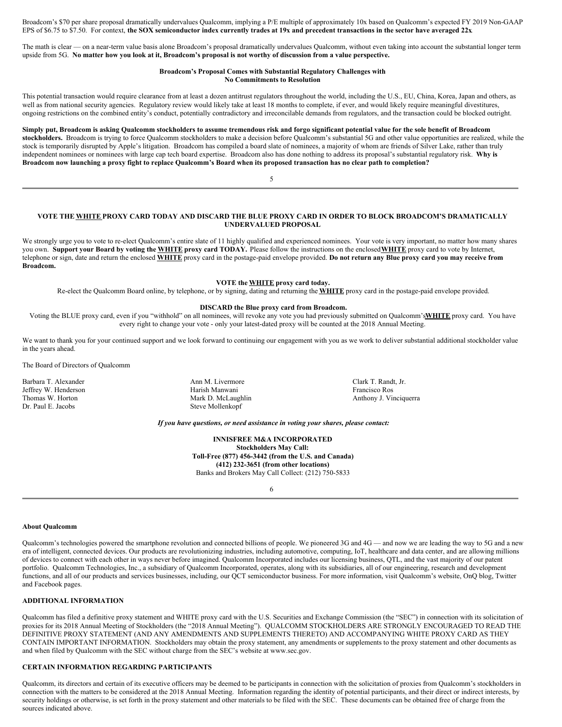Broadcom's $70 per share proposal dramatically undervalues Qualcomm, implying a P/E multiple of approximately 10x based on Qualcomm's expected FY 2019 Non-GAAP EPS of $6.75 to $7.50. For context, **the SOX semiconductor index currently trades at 19x and precedent transactions in the sector have averaged 22x**.

The math is clear — on a near-term value basis alone Broadcom's proposal dramatically undervalues Qualcomm, without even taking into account the substantial longer term upside from 5G. **No matter how you look at it, Broadcom's proposal is not worthy of discussion from a value perspective.**

**Broadcom's Proposal Comes with Substantial Regulatory Challenges with No Commitments to Resolution**

This potential transaction would require clearance from at least a dozen antitrust regulators throughout the world, including the U.S., EU, China, Korea, Japan and others, as well as from national security agencies. Regulatory review would likely take at least 18 months to complete, if ever, and would likely require meaningful divestitures, ongoing restrictions on the combined entity's conduct, potentially contradictory and irreconcilable demands from regulators, and the transaction could be blocked outright.

**Simply put, Broadcom is asking Qualcomm stockholders to assume tremendous risk and forgo significant potential value for the sole benefit of Broadcom stockholders.** Broadcom is trying to force Qualcomm stockholders to make a decision before Qualcomm's substantial 5G and other value opportunities are realized, while the stock is temporarily disrupted by Apple's litigation. Broadcom has compiled a board slate of nominees, a majority of whom are friends of Silver Lake, rather than truly independent nominees or nominees with large cap tech board expertise. Broadcom also has done nothing to address its proposal's substantial regulatory risk. **Why is Broadcom now launching a proxy fight to replace Qualcomm's Board when its proposed transaction has no clear path to completion?**

**VOTE THE WHITE PROXY CARD TODAY AND DISCARD THE BLUE PROXY CARD IN ORDER TO BLOCK BROADCOM'S DRAMATICALLY UNDERVALUED PROPOSAL**

We strongly urge you to vote to re-elect Qualcomm's entire slate of 11 highly qualified and experienced nominees. Your vote is very important, no matter how many shares you own. **Support your Board by voting the WHITE proxy card TODAY.** Please follow the instructions on the enclosed **WHITE** proxy card to vote by Internet, telephone or sign, date and return the enclosed **WHITE** proxy card in the postage-paid envelope provided. **Do not return any Blue proxy card you may receive from Broadcom.**

**VOTE the WHITE proxy card today.**

Re-elect the Qualcomm Board online, by telephone, or by signing, dating and returning the **WHITE** proxy card in the postage-paid envelope provided.

**DISCARD the Blue proxy card from Broadcom.**

Voting the BLUE proxy card, even if you "withhold" on all nominees, will revoke any vote you had previously submitted on Qualcomm's **WHITE** proxy card. You have every right to change your vote - only your latest-dated proxy will be counted at the 2018 Annual Meeting.

We want to thank you for your continued support and we look forward to continuing our engagement with you as we work to deliver substantial additional stockholder value in the years ahead.

The Board of Directors of Qualcomm

Barbara T. Alexander
Jeffrey W. Henderson
Thomas W. Horton
Dr. Paul E. Jacobs
Ann M. Livermore
Harish Manwani
Mark D. McLaughlin
Steve Mollenkopf
Clark T. Randt, Jr.
Francisco Ros
Anthony J. Vinciquerra

***If you have questions, or need assistance in voting your shares, please contact:***

**INNISFREE M&A INCORPORATED**
**Stockholders May Call:**
**Toll-Free (877) 456-3442 (from the U.S. and Canada)**
**(412) 232-3651 (from other locations)**
Banks and Brokers May Call Collect: (212) 750-5833

**About Qualcomm**

Qualcomm's technologies powered the smartphone revolution and connected billions of people. We pioneered 3G and 4G — and now we are leading the way to 5G and a new era of intelligent, connected devices. Our products are revolutionizing industries, including automotive, computing, IoT, healthcare and data center, and are allowing millions of devices to connect with each other in ways never before imagined. Qualcomm Incorporated includes our licensing business, QTL, and the vast majority of our patent portfolio. Qualcomm Technologies, Inc., a subsidiary of Qualcomm Incorporated, operates, along with its subsidiaries, all of our engineering, research and development functions, and all of our products and services businesses, including, our QCT semiconductor business. For more information, visit Qualcomm's website, OnQ blog, Twitter and Facebook pages.

**ADDITIONAL INFORMATION**

Qualcomm has filed a definitive proxy statement and WHITE proxy card with the U.S. Securities and Exchange Commission (the "SEC") in connection with its solicitation of proxies for its 2018 Annual Meeting of Stockholders (the "2018 Annual Meeting"). QUALCOMM STOCKHOLDERS ARE STRONGLY ENCOURAGED TO READ THE DEFINITIVE PROXY STATEMENT (AND ANY AMENDMENTS AND SUPPLEMENTS THERETO) AND ACCOMPANYING WHITE PROXY CARD AS THEY CONTAIN IMPORTANT INFORMATION. Stockholders may obtain the proxy statement, any amendments or supplements to the proxy statement and other documents as and when filed by Qualcomm with the SEC without charge from the SEC's website at www.sec.gov.

**CERTAIN INFORMATION REGARDING PARTICIPANTS**

Qualcomm, its directors and certain of its executive officers may be deemed to be participants in connection with the solicitation of proxies from Qualcomm's stockholders in connection with the matters to be considered at the 2018 Annual Meeting. Information regarding the identity of potential participants, and their direct or indirect interests, by security holdings or otherwise, is set forth in the proxy statement and other materials to be filed with the SEC. These documents can be obtained free of charge from the sources indicated above.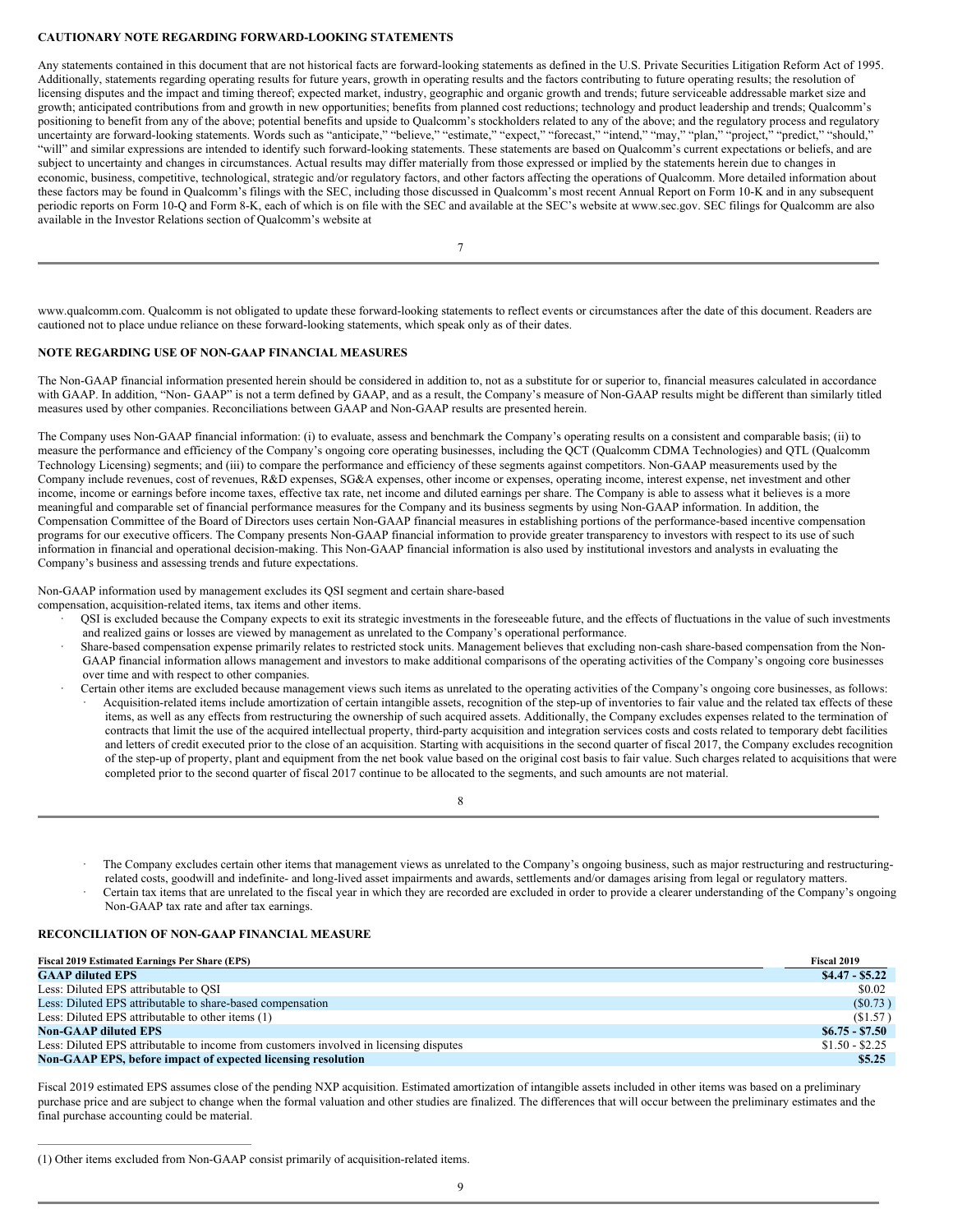**CAUTIONARY NOTE REGARDING FORWARD-LOOKING STATEMENTS**

Any statements contained in this document that are not historical facts are forward-looking statements as defined in the U.S. Private Securities Litigation Reform Act of 1995. Additionally, statements regarding operating results for future years, growth in operating results and the factors contributing to future operating results; the resolution of licensing disputes and the impact and timing thereof; expected market, industry, geographic and organic growth and trends; future serviceable addressable market size and growth; anticipated contributions from and growth in new opportunities; benefits from planned cost reductions; technology and product leadership and trends; Qualcomm's positioning to benefit from any of the above; potential benefits and upside to Qualcomm's stockholders related to any of the above; and the regulatory process and regulatory uncertainty are forward-looking statements. Words such as "anticipate," "believe," "estimate," "expect," "forecast," "intend," "may," "plan," "project," "predict," "should," "will" and similar expressions are intended to identify such forward-looking statements. These statements are based on Qualcomm's current expectations or beliefs, and are subject to uncertainty and changes in circumstances. Actual results may differ materially from those expressed or implied by the statements herein due to changes in economic, business, competitive, technological, strategic and/or regulatory factors, and other factors affecting the operations of Qualcomm. More detailed information about these factors may be found in Qualcomm's filings with the SEC, including those discussed in Qualcomm's most recent Annual Report on Form 10-K and in any subsequent periodic reports on Form 10-Q and Form 8-K, each of which is on file with the SEC and available at the SEC's website at www.sec.gov. SEC filings for Qualcomm are also available in the Investor Relations section of Qualcomm's website at www.qualcomm.com. Qualcomm is not obligated to update these forward-looking statements to reflect events or circumstances after the date of this document. Readers are cautioned not to place undue reliance on these forward-looking statements, which speak only as of their dates.

**NOTE REGARDING USE OF NON-GAAP FINANCIAL MEASURES**

The Non-GAAP financial information presented herein should be considered in addition to, not as a substitute for or superior to, financial measures calculated in accordance with GAAP. In addition, "Non- GAAP" is not a term defined by GAAP, and as a result, the Company's measure of Non-GAAP results might be different than similarly titled measures used by other companies. Reconciliations between GAAP and Non-GAAP results are presented herein.

The Company uses Non-GAAP financial information: (i) to evaluate, assess and benchmark the Company's operating results on a consistent and comparable basis; (ii) to measure the performance and efficiency of the Company's ongoing core operating businesses, including the QCT (Qualcomm CDMA Technologies) and QTL (Qualcomm Technology Licensing) segments; and (iii) to compare the performance and efficiency of these segments against competitors. Non-GAAP measurements used by the Company include revenues, cost of revenues, R&D expenses, SG&A expenses, other income or expenses, operating income, interest expense, net investment and other income, income or earnings before income taxes, effective tax rate, net income and diluted earnings per share. The Company is able to assess what it believes is a more meaningful and comparable set of financial performance measures for the Company and its business segments by using Non-GAAP information. In addition, the Compensation Committee of the Board of Directors uses certain Non-GAAP financial measures in establishing portions of the performance-based incentive compensation programs for our executive officers. The Company presents Non-GAAP financial information to provide greater transparency to investors with respect to its use of such information in financial and operational decision-making. This Non-GAAP financial information is also used by institutional investors and analysts in evaluating the Company's business and assessing trends and future expectations.

Non-GAAP information used by management excludes its QSI segment and certain share-based compensation, acquisition-related items, tax items and other items.

- QSI is excluded because the Company expects to exit its strategic investments in the foreseeable future, and the effects of fluctuations in the value of such investments and realized gains or losses are viewed by management as unrelated to the Company's operational performance.
- Share-based compensation expense primarily relates to restricted stock units. Management believes that excluding non-cash share-based compensation from the Non-GAAP financial information allows management and investors to make additional comparisons of the operating activities of the Company's ongoing core businesses over time and with respect to other companies.
- Certain other items are excluded because management views such items as unrelated to the operating activities of the Company's ongoing core businesses, as follows:
  - Acquisition-related items include amortization of certain intangible assets, recognition of the step-up of inventories to fair value and the related tax effects of these items, as well as any effects from restructuring the ownership of such acquired assets. Additionally, the Company excludes expenses related to the termination of contracts that limit the use of the acquired intellectual property, third-party acquisition and integration services costs and costs related to temporary debt facilities and letters of credit executed prior to the close of an acquisition. Starting with acquisitions in the second quarter of fiscal 2017, the Company excludes recognition of the step-up of property, plant and equipment from the net book value based on the original cost basis to fair value. Such charges related to acquisitions that were completed prior to the second quarter of fiscal 2017 continue to be allocated to the segments, and such amounts are not material.
  - The Company excludes certain other items that management views as unrelated to the Company's ongoing business, such as major restructuring and restructuring-related costs, goodwill and indefinite- and long-lived asset impairments and awards, settlements and/or damages arising from legal or regulatory matters.
  - Certain tax items that are unrelated to the fiscal year in which they are recorded are excluded in order to provide a clearer understanding of the Company's ongoing Non-GAAP tax rate and after tax earnings.

**RECONCILIATION OF NON-GAAP FINANCIAL MEASURE**

| **Fiscal 2019 Estimated Earnings Per Share (EPS)** | **Fiscal 2019** |
|---|---|
| **GAAP diluted EPS** | **$4.47 - $5.22** |
| Less: Diluted EPS attributable to QSI | $0.02 |
| Less: Diluted EPS attributable to share-based compensation | ($0.73) |
| Less: Diluted EPS attributable to other items (1) | ($1.57) |
| **Non-GAAP diluted EPS** | **$6.75 - $7.50** |
| Less: Diluted EPS attributable to income from customers involved in licensing disputes | $1.50 - $2.25 |
| **Non-GAAP EPS, before impact of expected licensing resolution** | **$5.25** |

Fiscal 2019 estimated EPS assumes close of the pending NXP acquisition. Estimated amortization of intangible assets included in other items was based on a preliminary purchase price and are subject to change when the formal valuation and other studies are finalized. The differences that will occur between the preliminary estimates and the final purchase accounting could be material.

(1) Other items excluded from Non-GAAP consist primarily of acquisition-related items.